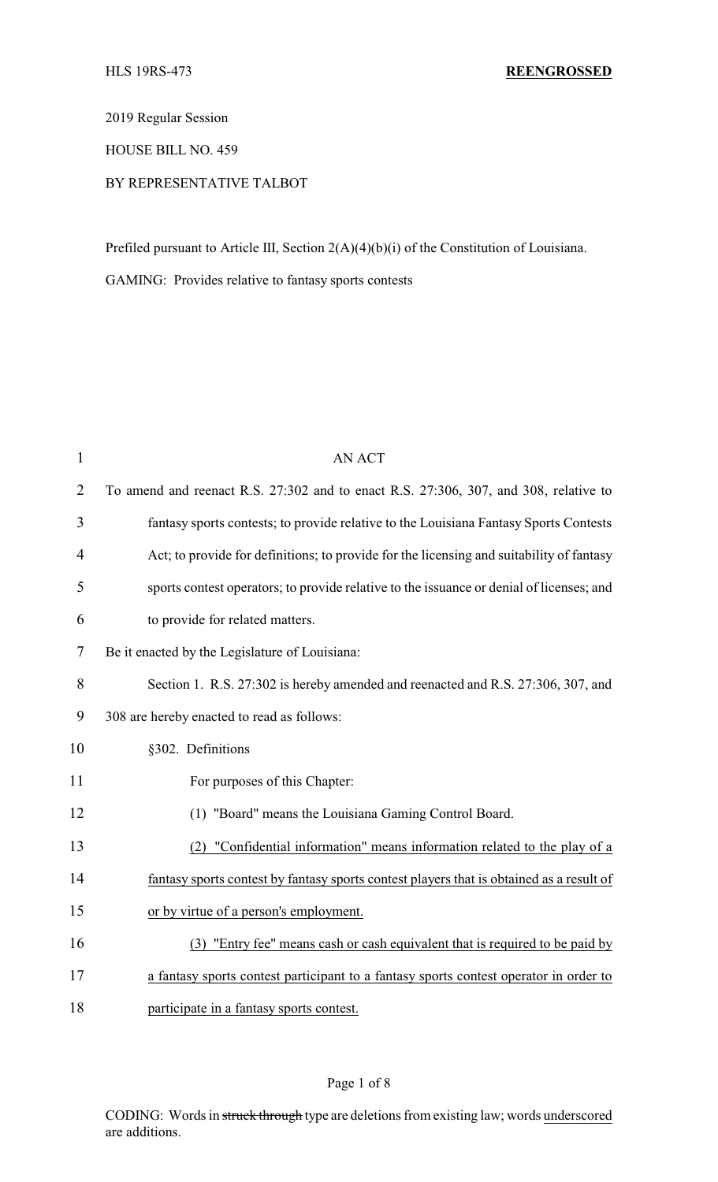HLS 19RS-473 **REENGROSSED**

2019 Regular Session

HOUSE BILL NO. 459

BY REPRESENTATIVE TALBOT

Prefiled pursuant to Article III, Section 2(A)(4)(b)(i) of the Constitution of Louisiana.

GAMING: Provides relative to fantasy sports contests

AN ACT

To amend and reenact R.S. 27:302 and to enact R.S. 27:306, 307, and 308, relative to fantasy sports contests; to provide relative to the Louisiana Fantasy Sports Contests Act; to provide for definitions; to provide for the licensing and suitability of fantasy sports contest operators; to provide relative to the issuance or denial of licenses; and to provide for related matters.

Be it enacted by the Legislature of Louisiana:

Section 1. R.S. 27:302 is hereby amended and reenacted and R.S. 27:306, 307, and 308 are hereby enacted to read as follows:

§302. Definitions

For purposes of this Chapter:

(1) "Board" means the Louisiana Gaming Control Board.

(2) "Confidential information" means information related to the play of a fantasy sports contest by fantasy sports contest players that is obtained as a result of or by virtue of a person's employment.

(3) "Entry fee" means cash or cash equivalent that is required to be paid by a fantasy sports contest participant to a fantasy sports contest operator in order to participate in a fantasy sports contest.

CODING: Words in ~~struck through~~ type are deletions from existing law; words underscored are additions.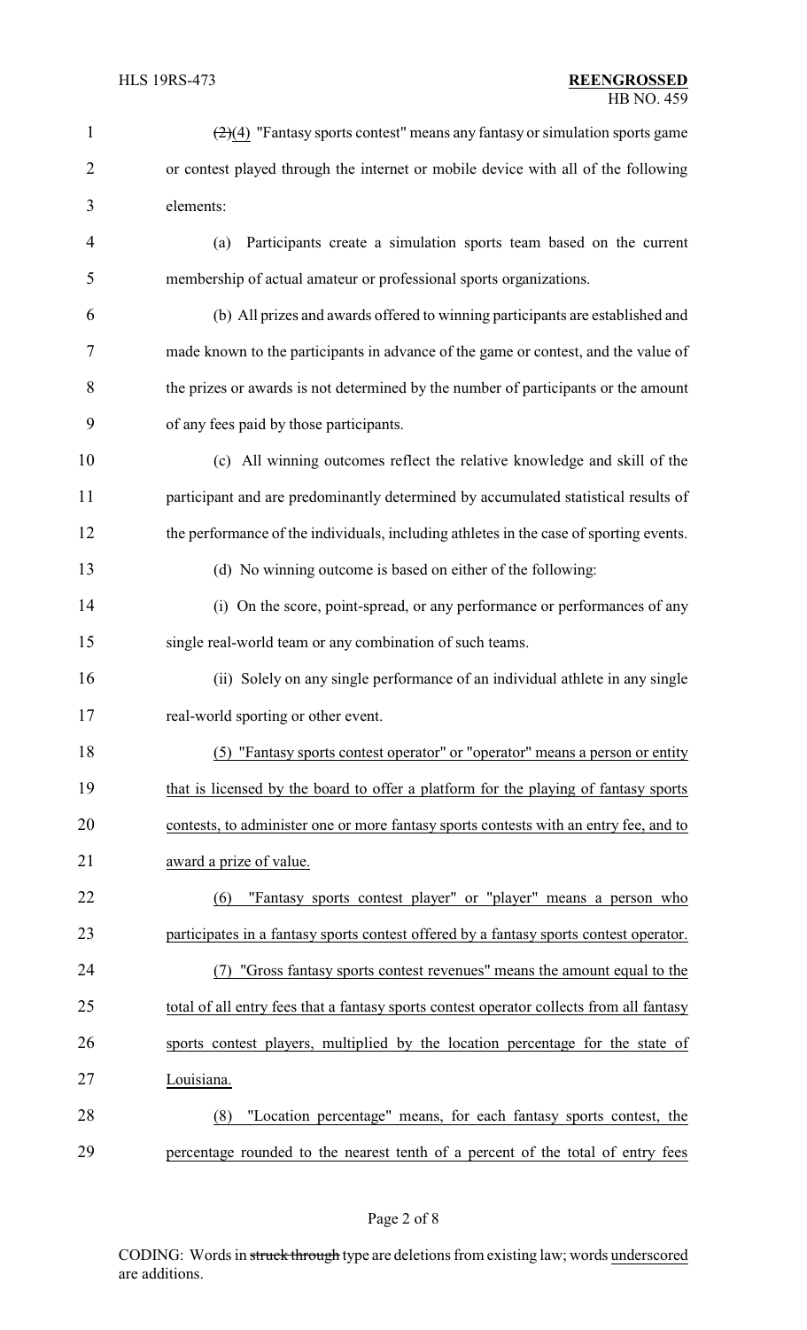~~(2)~~(4) "Fantasy sports contest" means any fantasy or simulation sports game or contest played through the internet or mobile device with all of the following elements:

(a) Participants create a simulation sports team based on the current membership of actual amateur or professional sports organizations.

(b) All prizes and awards offered to winning participants are established and made known to the participants in advance of the game or contest, and the value of the prizes or awards is not determined by the number of participants or the amount of any fees paid by those participants.

(c) All winning outcomes reflect the relative knowledge and skill of the participant and are predominantly determined by accumulated statistical results of the performance of the individuals, including athletes in the case of sporting events.

(d) No winning outcome is based on either of the following:

(i) On the score, point-spread, or any performance or performances of any single real-world team or any combination of such teams.

(ii) Solely on any single performance of an individual athlete in any single real-world sporting or other event.

<u>(5) "Fantasy sports contest operator" or "operator" means a person or entity that is licensed by the board to offer a platform for the playing of fantasy sports contests, to administer one or more fantasy sports contests with an entry fee, and to award a prize of value.</u>

<u>(6) "Fantasy sports contest player" or "player" means a person who participates in a fantasy sports contest offered by a fantasy sports contest operator.</u>

<u>(7) "Gross fantasy sports contest revenues" means the amount equal to the total of all entry fees that a fantasy sports contest operator collects from all fantasy sports contest players, multiplied by the location percentage for the state of Louisiana.</u>

<u>(8) "Location percentage" means, for each fantasy sports contest, the percentage rounded to the nearest tenth of a percent of the total of entry fees</u>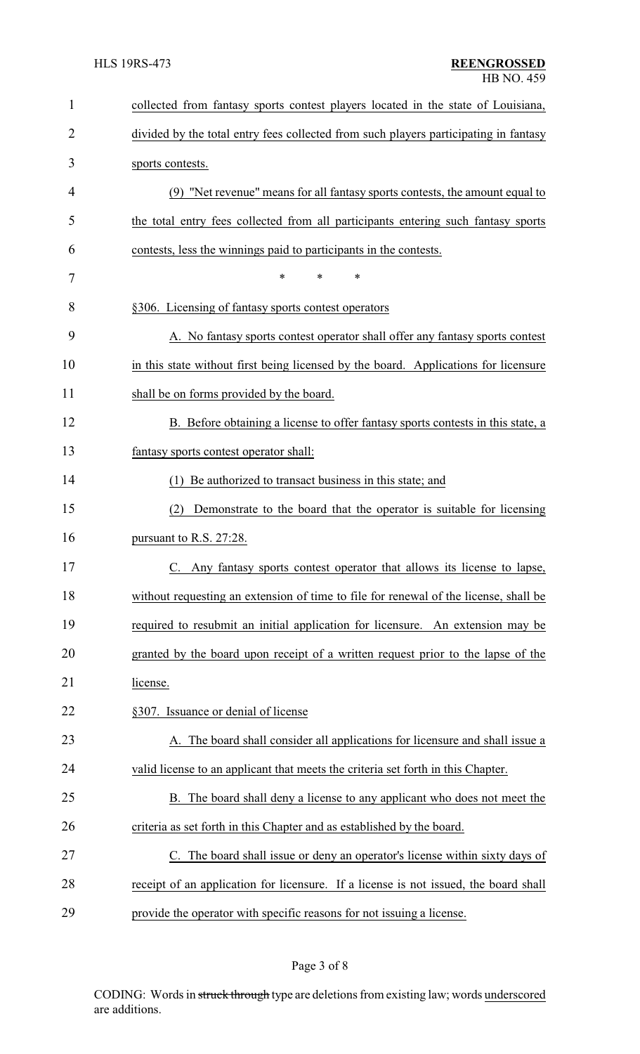collected from fantasy sports contest players located in the state of Louisiana, divided by the total entry fees collected from such players participating in fantasy sports contests.

(9) "Net revenue" means for all fantasy sports contests, the amount equal to the total entry fees collected from all participants entering such fantasy sports contests, less the winnings paid to participants in the contests.

\* \* \*

§306. Licensing of fantasy sports contest operators

A. No fantasy sports contest operator shall offer any fantasy sports contest in this state without first being licensed by the board. Applications for licensure shall be on forms provided by the board.

B. Before obtaining a license to offer fantasy sports contests in this state, a fantasy sports contest operator shall:

(1) Be authorized to transact business in this state; and

(2) Demonstrate to the board that the operator is suitable for licensing pursuant to R.S. 27:28.

C. Any fantasy sports contest operator that allows its license to lapse, without requesting an extension of time to file for renewal of the license, shall be required to resubmit an initial application for licensure. An extension may be granted by the board upon receipt of a written request prior to the lapse of the license.

§307. Issuance or denial of license

A. The board shall consider all applications for licensure and shall issue a valid license to an applicant that meets the criteria set forth in this Chapter.

B. The board shall deny a license to any applicant who does not meet the criteria as set forth in this Chapter and as established by the board.

C. The board shall issue or deny an operator's license within sixty days of receipt of an application for licensure. If a license is not issued, the board shall provide the operator with specific reasons for not issuing a license.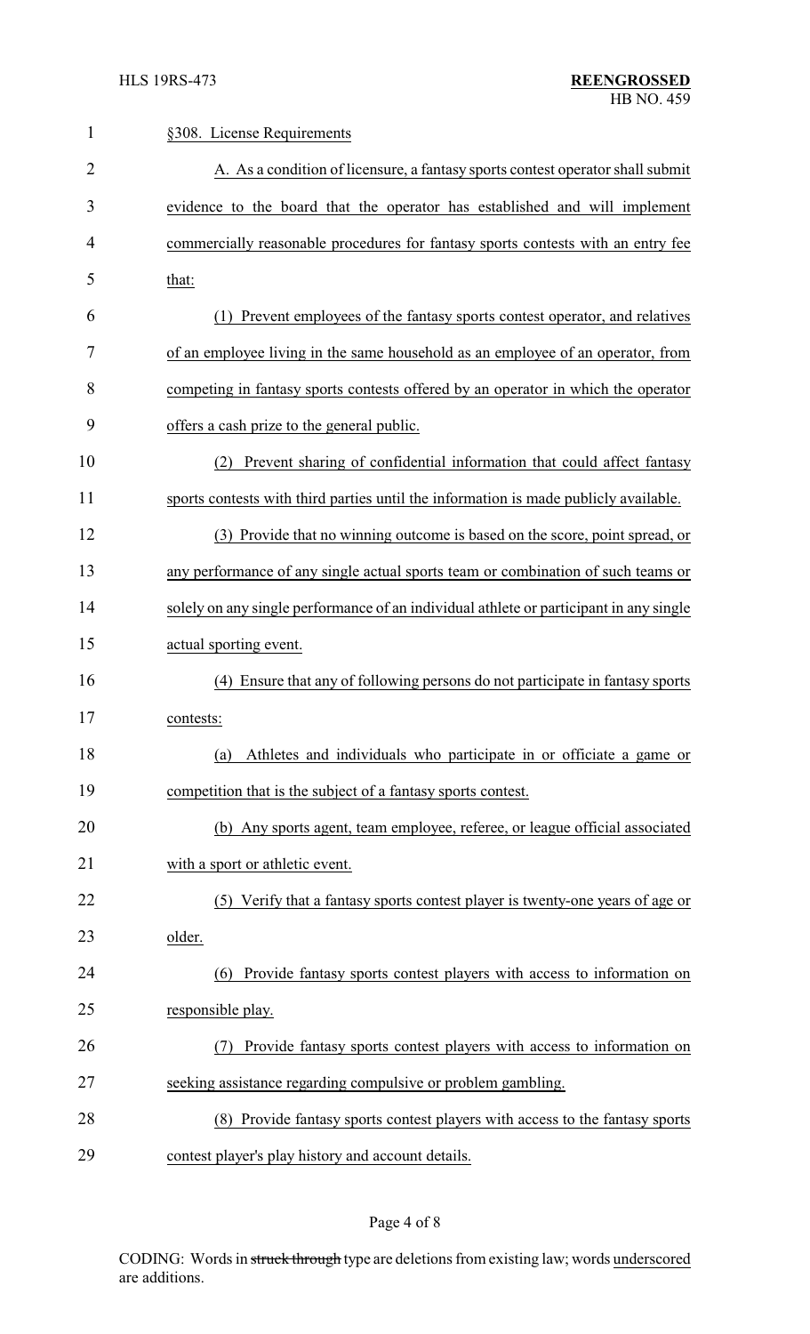§308. License Requirements

A. As a condition of licensure, a fantasy sports contest operator shall submit evidence to the board that the operator has established and will implement commercially reasonable procedures for fantasy sports contests with an entry fee that:

(1) Prevent employees of the fantasy sports contest operator, and relatives of an employee living in the same household as an employee of an operator, from competing in fantasy sports contests offered by an operator in which the operator offers a cash prize to the general public.

(2) Prevent sharing of confidential information that could affect fantasy sports contests with third parties until the information is made publicly available.

(3) Provide that no winning outcome is based on the score, point spread, or any performance of any single actual sports team or combination of such teams or solely on any single performance of an individual athlete or participant in any single actual sporting event.

(4) Ensure that any of following persons do not participate in fantasy sports contests:

(a) Athletes and individuals who participate in or officiate a game or competition that is the subject of a fantasy sports contest.

(b) Any sports agent, team employee, referee, or league official associated with a sport or athletic event.

(5) Verify that a fantasy sports contest player is twenty-one years of age or older.

(6) Provide fantasy sports contest players with access to information on responsible play.

(7) Provide fantasy sports contest players with access to information on seeking assistance regarding compulsive or problem gambling.

(8) Provide fantasy sports contest players with access to the fantasy sports contest player's play history and account details.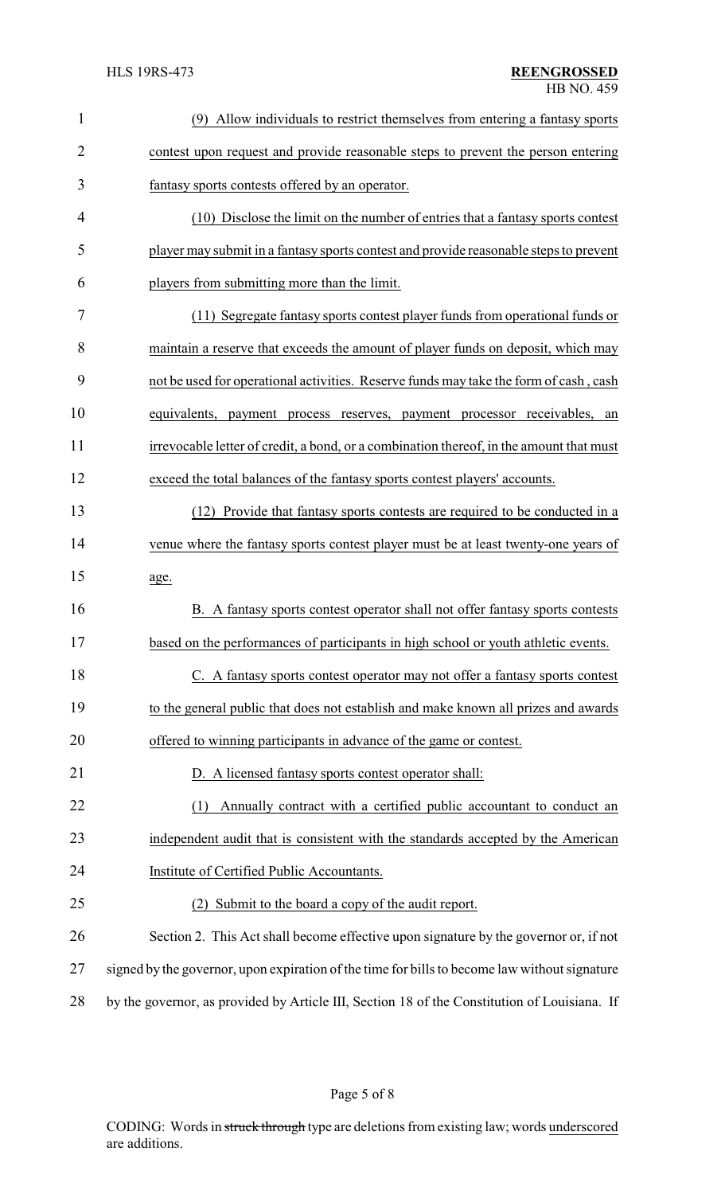(9) Allow individuals to restrict themselves from entering a fantasy sports contest upon request and provide reasonable steps to prevent the person entering fantasy sports contests offered by an operator.

(10) Disclose the limit on the number of entries that a fantasy sports contest player may submit in a fantasy sports contest and provide reasonable steps to prevent players from submitting more than the limit.

(11) Segregate fantasy sports contest player funds from operational funds or maintain a reserve that exceeds the amount of player funds on deposit, which may not be used for operational activities. Reserve funds may take the form of cash , cash equivalents, payment process reserves, payment processor receivables, an irrevocable letter of credit, a bond, or a combination thereof, in the amount that must exceed the total balances of the fantasy sports contest players' accounts.

(12) Provide that fantasy sports contests are required to be conducted in a venue where the fantasy sports contest player must be at least twenty-one years of age.

B. A fantasy sports contest operator shall not offer fantasy sports contests based on the performances of participants in high school or youth athletic events.

C. A fantasy sports contest operator may not offer a fantasy sports contest to the general public that does not establish and make known all prizes and awards offered to winning participants in advance of the game or contest.

D. A licensed fantasy sports contest operator shall:

(1) Annually contract with a certified public accountant to conduct an independent audit that is consistent with the standards accepted by the American Institute of Certified Public Accountants.

(2) Submit to the board a copy of the audit report.

Section 2. This Act shall become effective upon signature by the governor or, if not signed by the governor, upon expiration of the time for bills to become law without signature by the governor, as provided by Article III, Section 18 of the Constitution of Louisiana. If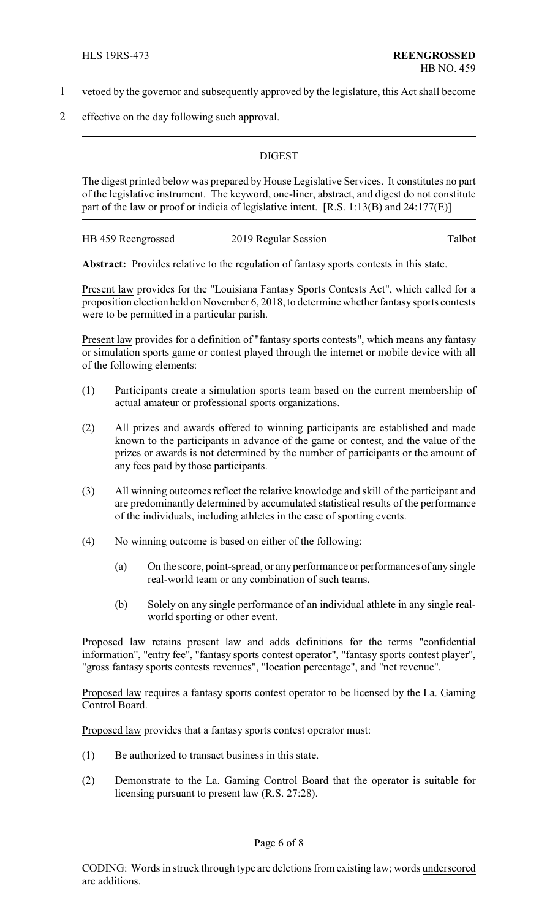vetoed by the governor and subsequently approved by the legislature, this Act shall become effective on the day following such approval.

---

## DIGEST

The digest printed below was prepared by House Legislative Services. It constitutes no part of the legislative instrument. The keyword, one-liner, abstract, and digest do not constitute part of the law or proof or indicia of legislative intent. [R.S. 1:13(B) and 24:177(E)]

HB 459 Reengrossed 2019 Regular Session Talbot

**Abstract:** Provides relative to the regulation of fantasy sports contests in this state.

Present law provides for the "Louisiana Fantasy Sports Contests Act", which called for a proposition election held on November 6, 2018, to determine whether fantasy sports contests were to be permitted in a particular parish.

Present law provides for a definition of "fantasy sports contests", which means any fantasy or simulation sports game or contest played through the internet or mobile device with all of the following elements:

(1) Participants create a simulation sports team based on the current membership of actual amateur or professional sports organizations.

(2) All prizes and awards offered to winning participants are established and made known to the participants in advance of the game or contest, and the value of the prizes or awards is not determined by the number of participants or the amount of any fees paid by those participants.

(3) All winning outcomes reflect the relative knowledge and skill of the participant and are predominantly determined by accumulated statistical results of the performance of the individuals, including athletes in the case of sporting events.

(4) No winning outcome is based on either of the following:

   (a) On the score, point-spread, or any performance or performances of any single real-world team or any combination of such teams.

   (b) Solely on any single performance of an individual athlete in any single real-world sporting or other event.

Proposed law retains present law and adds definitions for the terms "confidential information", "entry fee", "fantasy sports contest operator", "fantasy sports contest player", "gross fantasy sports contests revenues", "location percentage", and "net revenue".

Proposed law requires a fantasy sports contest operator to be licensed by the La. Gaming Control Board.

Proposed law provides that a fantasy sports contest operator must:

(1) Be authorized to transact business in this state.

(2) Demonstrate to the La. Gaming Control Board that the operator is suitable for licensing pursuant to present law (R.S. 27:28).

CODING: Words in ~~struck through~~ type are deletions from existing law; words underscored are additions.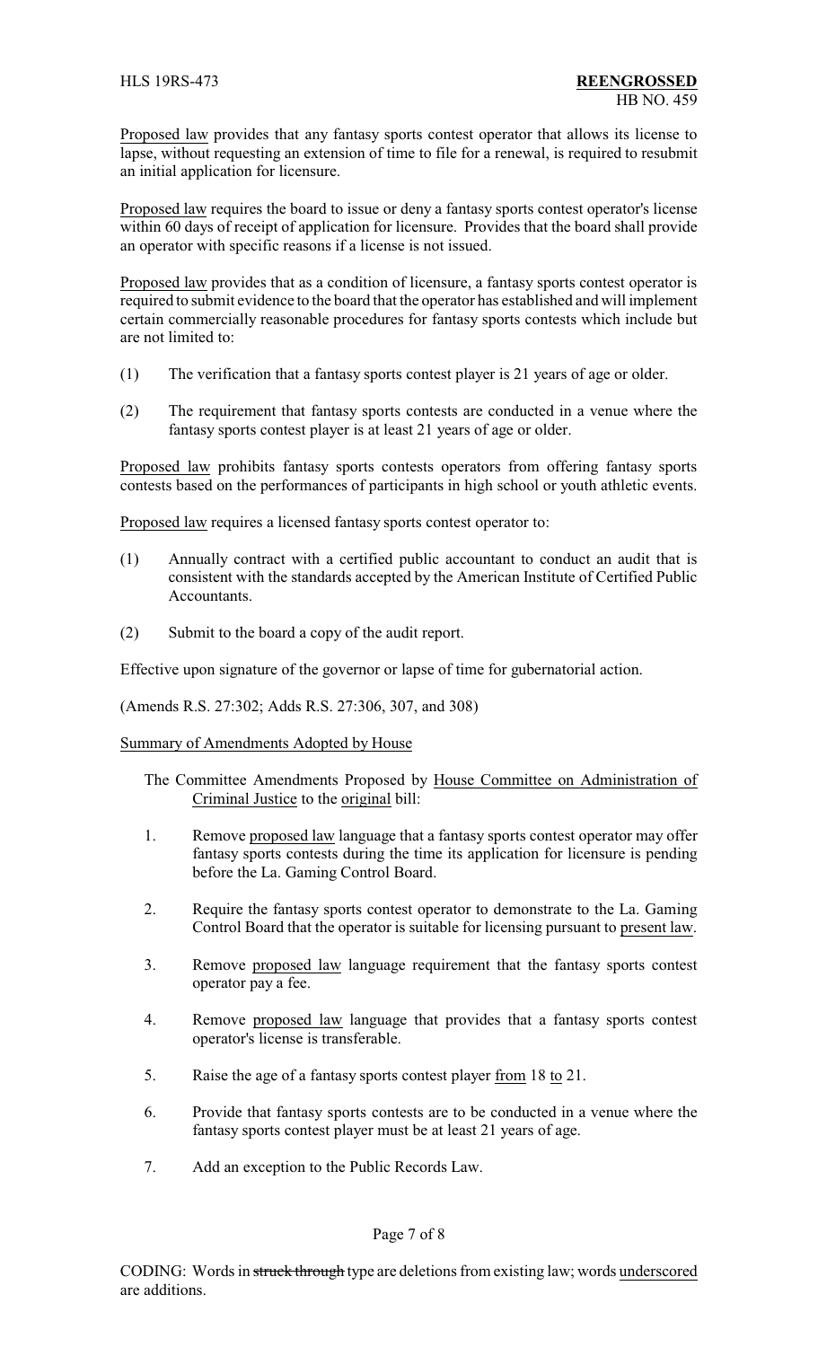Proposed law provides that any fantasy sports contest operator that allows its license to lapse, without requesting an extension of time to file for a renewal, is required to resubmit an initial application for licensure.

Proposed law requires the board to issue or deny a fantasy sports contest operator's license within 60 days of receipt of application for licensure. Provides that the board shall provide an operator with specific reasons if a license is not issued.

Proposed law provides that as a condition of licensure, a fantasy sports contest operator is required to submit evidence to the board that the operator has established and will implement certain commercially reasonable procedures for fantasy sports contests which include but are not limited to:

(1) The verification that a fantasy sports contest player is 21 years of age or older.

(2) The requirement that fantasy sports contests are conducted in a venue where the fantasy sports contest player is at least 21 years of age or older.

Proposed law prohibits fantasy sports contests operators from offering fantasy sports contests based on the performances of participants in high school or youth athletic events.

Proposed law requires a licensed fantasy sports contest operator to:

(1) Annually contract with a certified public accountant to conduct an audit that is consistent with the standards accepted by the American Institute of Certified Public Accountants.

(2) Submit to the board a copy of the audit report.

Effective upon signature of the governor or lapse of time for gubernatorial action.

(Amends R.S. 27:302; Adds R.S. 27:306, 307, and 308)

Summary of Amendments Adopted by House

The Committee Amendments Proposed by House Committee on Administration of Criminal Justice to the original bill:

1. Remove proposed law language that a fantasy sports contest operator may offer fantasy sports contests during the time its application for licensure is pending before the La. Gaming Control Board.

2. Require the fantasy sports contest operator to demonstrate to the La. Gaming Control Board that the operator is suitable for licensing pursuant to present law.

3. Remove proposed law language requirement that the fantasy sports contest operator pay a fee.

4. Remove proposed law language that provides that a fantasy sports contest operator's license is transferable.

5. Raise the age of a fantasy sports contest player from 18 to 21.

6. Provide that fantasy sports contests are to be conducted in a venue where the fantasy sports contest player must be at least 21 years of age.

7. Add an exception to the Public Records Law.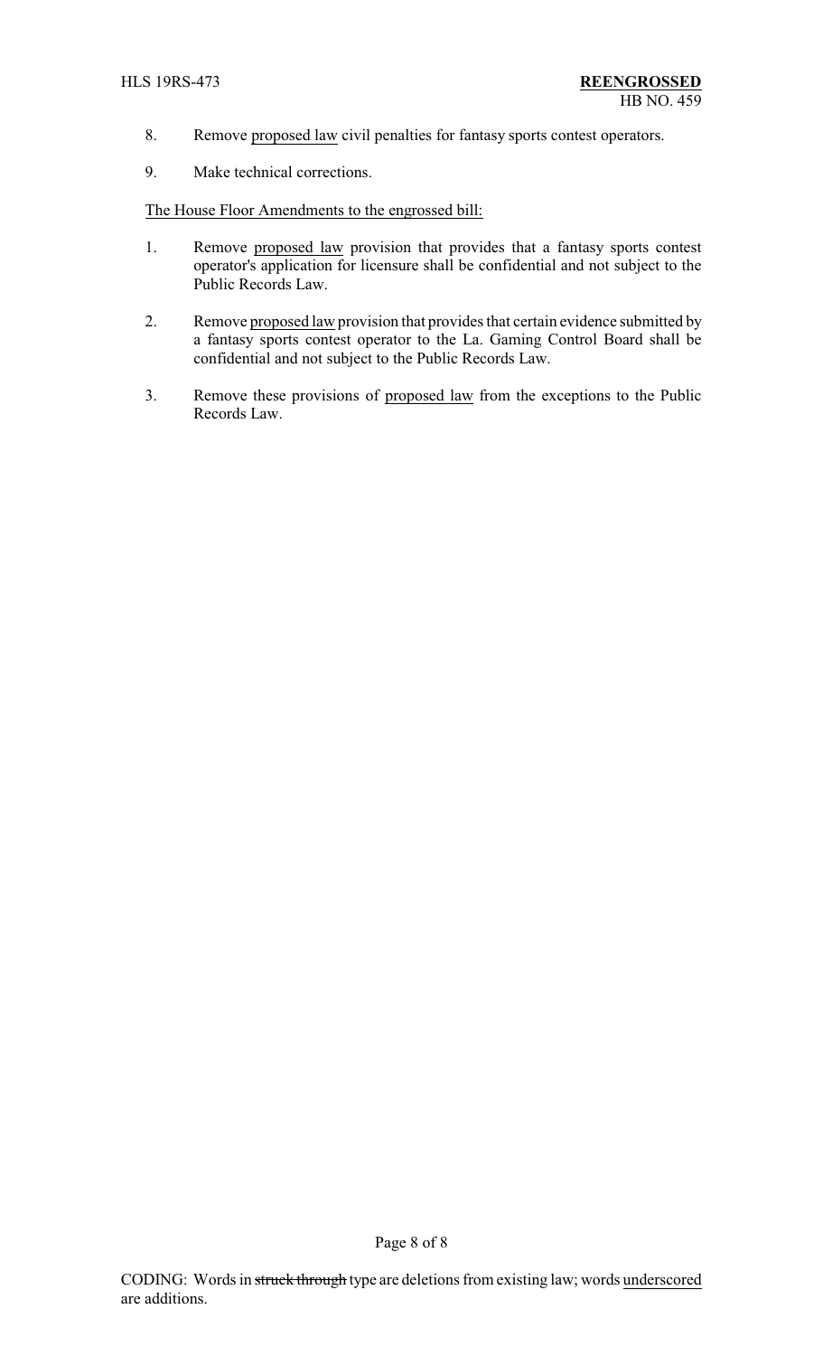8. Remove proposed law civil penalties for fantasy sports contest operators.

9. Make technical corrections.

The House Floor Amendments to the engrossed bill:

1. Remove proposed law provision that provides that a fantasy sports contest operator's application for licensure shall be confidential and not subject to the Public Records Law.

2. Remove proposed law provision that provides that certain evidence submitted by a fantasy sports contest operator to the La. Gaming Control Board shall be confidential and not subject to the Public Records Law.

3. Remove these provisions of proposed law from the exceptions to the Public Records Law.